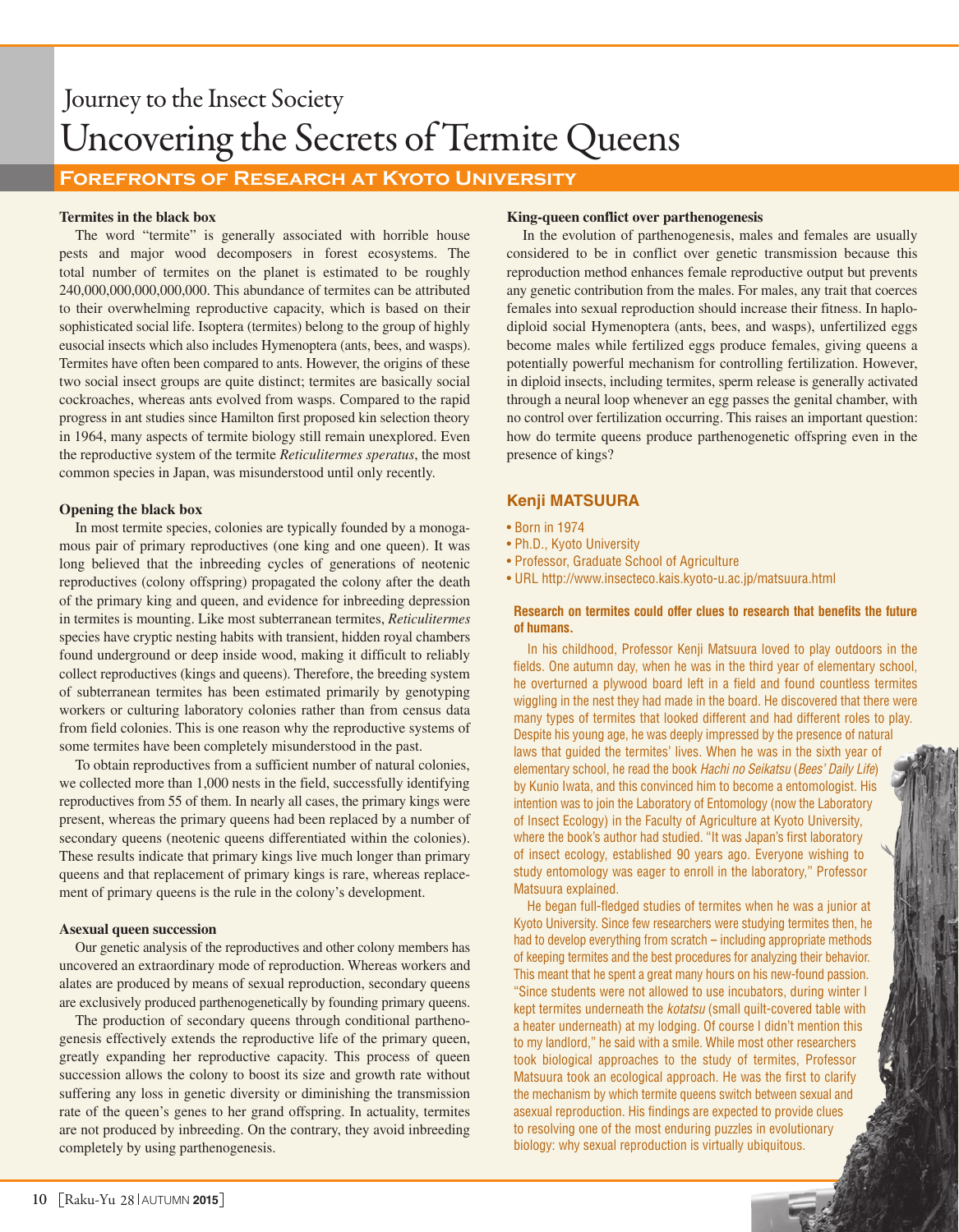Journey to the Insect Society

# Uncovering the Secrets of Termite Queens

## Forefronts of Research at Kyoto University

### Termites in the black box

The word "termite" is generally associated with horrible house pests and major wood decomposers in forest ecosystems. The total number of termites on the planet is estimated to be roughly 240,000,000,000,000,000. This abundance of termites can be attributed to their overwhelming reproductive capacity, which is based on their sophisticated social life. Isoptera (termites) belong to the group of highly eusocial insects which also includes Hymenoptera (ants, bees, and wasps). Termites have often been compared to ants. However, the origins of these two social insect groups are quite distinct; termites are basically social cockroaches, whereas ants evolved from wasps. Compared to the rapid progress in ant studies since Hamilton first proposed kin selection theory in 1964, many aspects of termite biology still remain unexplored. Even the reproductive system of the termite *Reticulitermes speratus*, the most common species in Japan, was misunderstood until only recently.

### Opening the black box

In most termite species, colonies are typically founded by a monogamous pair of primary reproductives (one king and one queen). It was long believed that the inbreeding cycles of generations of neotenic reproductives (colony offspring) propagated the colony after the death of the primary king and queen, and evidence for inbreeding depression in termites is mounting. Like most subterranean termites, *Reticulitermes* species have cryptic nesting habits with transient, hidden royal chambers found underground or deep inside wood, making it difficult to reliably collect reproductives (kings and queens). Therefore, the breeding system of subterranean termites has been estimated primarily by genotyping workers or culturing laboratory colonies rather than from census data from field colonies. This is one reason why the reproductive systems of some termites have been completely misunderstood in the past.

To obtain reproductives from a sufficient number of natural colonies, we collected more than 1,000 nests in the field, successfully identifying reproductives from 55 of them. In nearly all cases, the primary kings were present, whereas the primary queens had been replaced by a number of secondary queens (neotenic queens differentiated within the colonies). These results indicate that primary kings live much longer than primary queens and that replacement of primary kings is rare, whereas replacement of primary queens is the rule in the colony's development.

### Asexual queen succession

Our genetic analysis of the reproductives and other colony members has uncovered an extraordinary mode of reproduction. Whereas workers and alates are produced by means of sexual reproduction, secondary queens are exclusively produced parthenogenetically by founding primary queens.

The production of secondary queens through conditional parthenogenesis effectively extends the reproductive life of the primary queen, greatly expanding her reproductive capacity. This process of queen succession allows the colony to boost its size and growth rate without suffering any loss in genetic diversity or diminishing the transmission rate of the queen's genes to her grand offspring. In actuality, termites are not produced by inbreeding. On the contrary, they avoid inbreeding completely by using parthenogenesis.

### King-queen conflict over parthenogenesis

In the evolution of parthenogenesis, males and females are usually considered to be in conflict over genetic transmission because this reproduction method enhances female reproductive output but prevents any genetic contribution from the males. For males, any trait that coerces females into sexual reproduction should increase their fitness. In haplodiploid social Hymenoptera (ants, bees, and wasps), unfertilized eggs become males while fertilized eggs produce females, giving queens a potentially powerful mechanism for controlling fertilization. However, in diploid insects, including termites, sperm release is generally activated through a neural loop whenever an egg passes the genital chamber, with no control over fertilization occurring. This raises an important question: how do termite queens produce parthenogenetic offspring even in the presence of kings?

### Kenji MATSUURA

- Born in 1974
- Ph.D., Kyoto University
- Professor, Graduate School of Agriculture
- URL http://www.insecteco.kais.kyoto-u.ac.jp/matsuura.html

**Research on termites could offer clues to research that benefits the future of humans.**

In his childhood, Professor Kenji Matsuura loved to play outdoors in the fields. One autumn day, when he was in the third year of elementary school, he overturned a plywood board left in a field and found countless termites wiggling in the nest they had made in the board. He discovered that there were many types of termites that looked different and had different roles to play. Despite his young age, he was deeply impressed by the presence of natural laws that guided the termites' lives. When he was in the sixth year of elementary school, he read the book *Hachi no Seikatsu* (*Bees' Daily Life*) by Kunio Iwata, and this convinced him to become a entomologist. His intention was to join the Laboratory of Entomology (now the Laboratory of Insect Ecology) in the Faculty of Agriculture at Kyoto University, where the book's author had studied. "It was Japan's first laboratory of insect ecology, established 90 years ago. Everyone wishing to study entomology was eager to enroll in the laboratory," Professor Matsuura explained.

He began full-fledged studies of termites when he was a junior at Kyoto University. Since few researchers were studying termites then, he had to develop everything from scratch – including appropriate methods of keeping termites and the best procedures for analyzing their behavior. This meant that he spent a great many hours on his new-found passion. "Since students were not allowed to use incubators, during winter I kept termites underneath the *kotatsu* (small quilt-covered table with a heater underneath) at my lodging. Of course I didn't mention this to my landlord," he said with a smile. While most other researchers took biological approaches to the study of termites, Professor Matsuura took an ecological approach. He was the first to clarify the mechanism by which termite queens switch between sexual and asexual reproduction. His findings are expected to provide clues to resolving one of the most enduring puzzles in evolutionary biology: why sexual reproduction is virtually ubiquitous.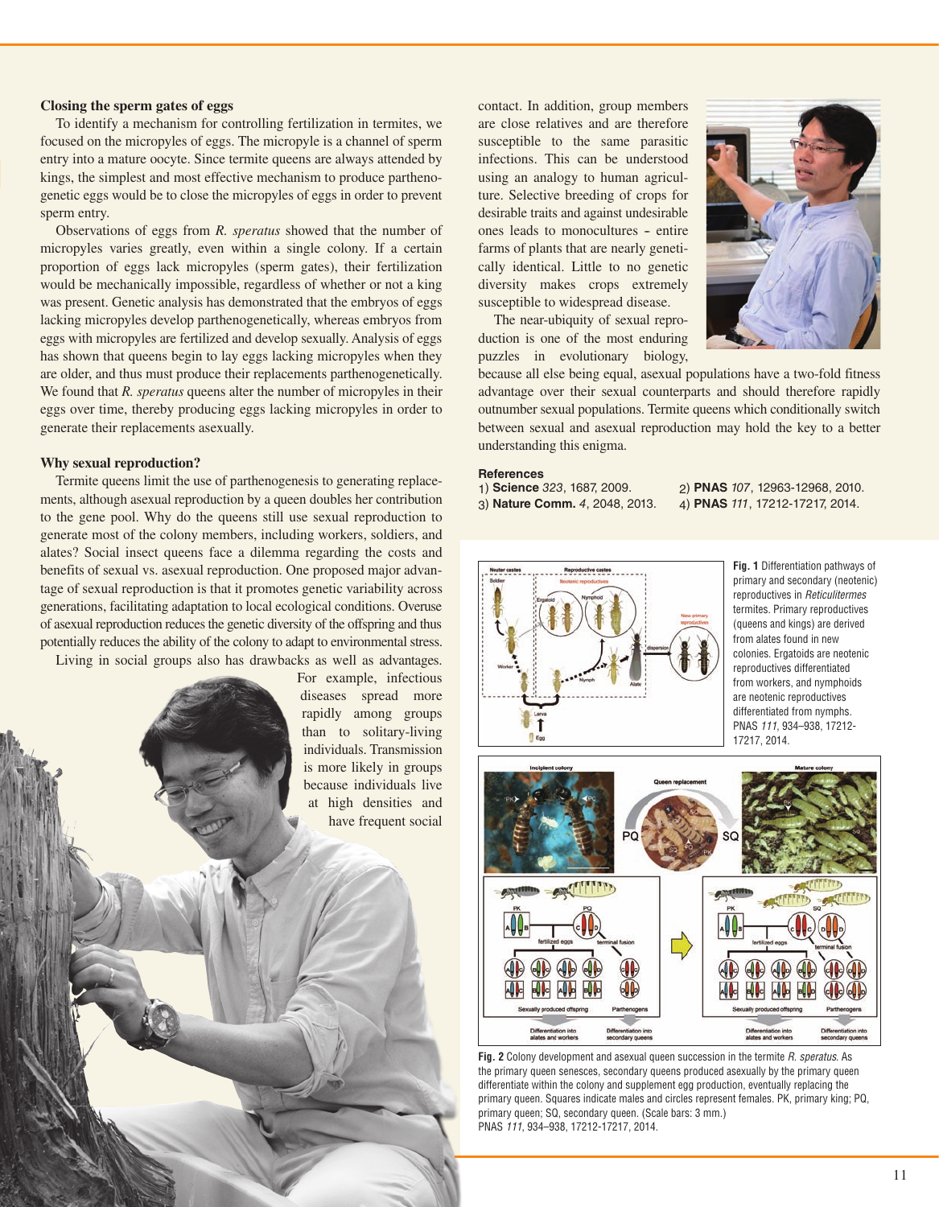### Closing the sperm gates of eggs

To identify a mechanism for controlling fertilization in termites, we focused on the micropyles of eggs. The micropyle is a channel of sperm entry into a mature oocyte. Since termite queens are always attended by kings, the simplest and most effective mechanism to produce parthenogenetic eggs would be to close the micropyles of eggs in order to prevent sperm entry.

Observations of eggs from *R. speratus* showed that the number of micropyles varies greatly, even within a single colony. If a certain proportion of eggs lack micropyles (sperm gates), their fertilization would be mechanically impossible, regardless of whether or not a king was present. Genetic analysis has demonstrated that the embryos of eggs lacking micropyles develop parthenogenetically, whereas embryos from eggs with micropyles are fertilized and develop sexually. Analysis of eggs has shown that queens begin to lay eggs lacking micropyles when they are older, and thus must produce their replacements parthenogenetically. We found that *R. speratus* queens alter the number of micropyles in their eggs over time, thereby producing eggs lacking micropyles in order to generate their replacements asexually.

### Why sexual reproduction?

Termite queens limit the use of parthenogenesis to generating replacements, although asexual reproduction by a queen doubles her contribution to the gene pool. Why do the queens still use sexual reproduction to generate most of the colony members, including workers, soldiers, and alates? Social insect queens face a dilemma regarding the costs and benefits of sexual vs. asexual reproduction. One proposed major advantage of sexual reproduction is that it promotes genetic variability across generations, facilitating adaptation to local ecological conditions. Overuse of asexual reproduction reduces the genetic diversity of the offspring and thus potentially reduces the ability of the colony to adapt to environmental stress.

Living in social groups also has drawbacks as well as advantages. For example, infectious diseases spread more rapidly among groups than to solitary-living individuals. Transmission is more likely in groups because individuals live at high densities and have frequent social contact. In addition, group members are close relatives and are therefore susceptible to the same parasitic infections. This can be understood using an analogy to human agriculture. Selective breeding of crops for desirable traits and against undesirable ones leads to monocultures – entire farms of plants that are nearly genetically identical. Little to no genetic diversity makes crops extremely susceptible to widespread disease.

The near-ubiquity of sexual reproduction is one of the most enduring puzzles in evolutionary biology, because all else being equal, asexual populations have a two-fold fitness advantage over their sexual counterparts and should therefore rapidly outnumber sexual populations. Termite queens which conditionally switch between sexual and asexual reproduction may hold the key to a better understanding this enigma.

#### References

1) **Science** *323*, 1687, 2009.
2) **PNAS** *107*, 12963-12968, 2010.
3) **Nature Comm.** *4*, 2048, 2013.
4) **PNAS** *111*, 17212-17217, 2014.

**Fig. 1** Differentiation pathways of primary and secondary (neotenic) reproductives in *Reticulitermes* termites. Primary reproductives (queens and kings) are derived from alates found in new colonies. Ergatoids are neotenic reproductives differentiated from workers, and nymphoids are neotenic reproductives differentiated from nymphs. PNAS *111*, 934–938, 17212-17217, 2014.

**Fig. 2** Colony development and asexual queen succession in the termite *R. speratus*. As the primary queen senesces, secondary queens produced asexually by the primary queen differentiate within the colony and supplement egg production, eventually replacing the primary queen. Squares indicate males and circles represent females. PK, primary king; PQ, primary queen; SQ, secondary queen. (Scale bars: 3 mm.) PNAS *111*, 934–938, 17212-17217, 2014.